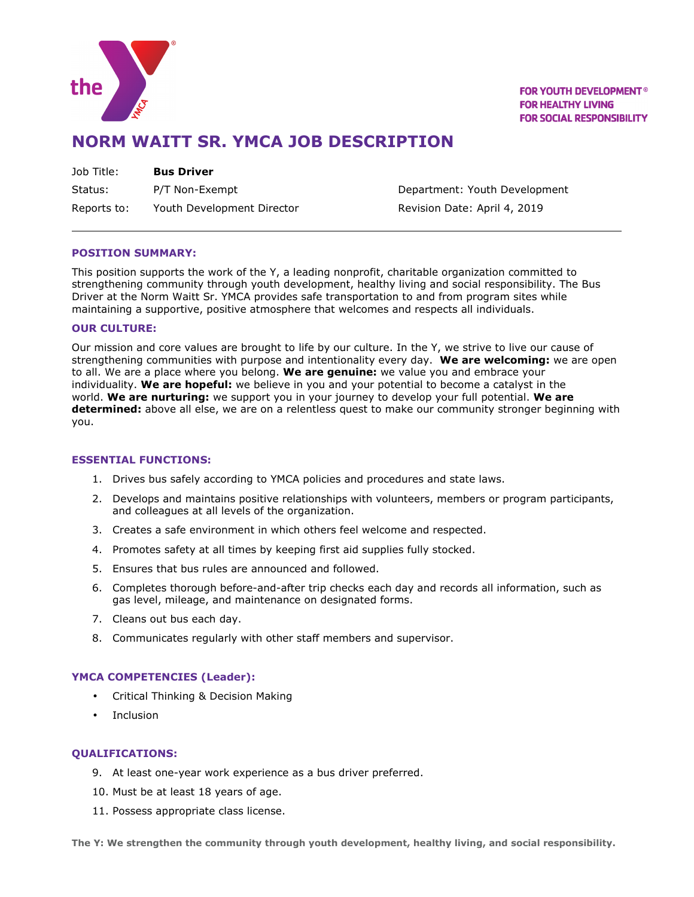FOR YOUTH DEVELOPMENT®
FOR HEALTHY LIVING
FOR SOCIAL RESPONSIBILITY

# NORM WAITT SR. YMCA JOB DESCRIPTION

| | | |
|---|---|---|
| Job Title: | **Bus Driver** | |
| Status: | P/T Non-Exempt | Department: Youth Development |
| Reports to: | Youth Development Director | Revision Date: April 4, 2019 |

---

## POSITION SUMMARY:

This position supports the work of the Y, a leading nonprofit, charitable organization committed to strengthening community through youth development, healthy living and social responsibility. The Bus Driver at the Norm Waitt Sr. YMCA provides safe transportation to and from program sites while maintaining a supportive, positive atmosphere that welcomes and respects all individuals.

## OUR CULTURE:

Our mission and core values are brought to life by our culture. In the Y, we strive to live our cause of strengthening communities with purpose and intentionality every day. **We are welcoming:** we are open to all. We are a place where you belong. **We are genuine:** we value you and embrace your individuality. **We are hopeful:** we believe in you and your potential to become a catalyst in the world. **We are nurturing:** we support you in your journey to develop your full potential. **We are determined:** above all else, we are on a relentless quest to make our community stronger beginning with you.

## ESSENTIAL FUNCTIONS:

1. Drives bus safely according to YMCA policies and procedures and state laws.
2. Develops and maintains positive relationships with volunteers, members or program participants, and colleagues at all levels of the organization.
3. Creates a safe environment in which others feel welcome and respected.
4. Promotes safety at all times by keeping first aid supplies fully stocked.
5. Ensures that bus rules are announced and followed.
6. Completes thorough before-and-after trip checks each day and records all information, such as gas level, mileage, and maintenance on designated forms.
7. Cleans out bus each day.
8. Communicates regularly with other staff members and supervisor.

## YMCA COMPETENCIES (Leader):

- Critical Thinking & Decision Making
- Inclusion

## QUALIFICATIONS:

9. At least one-year work experience as a bus driver preferred.
10. Must be at least 18 years of age.
11. Possess appropriate class license.

**The Y: We strengthen the community through youth development, healthy living, and social responsibility.**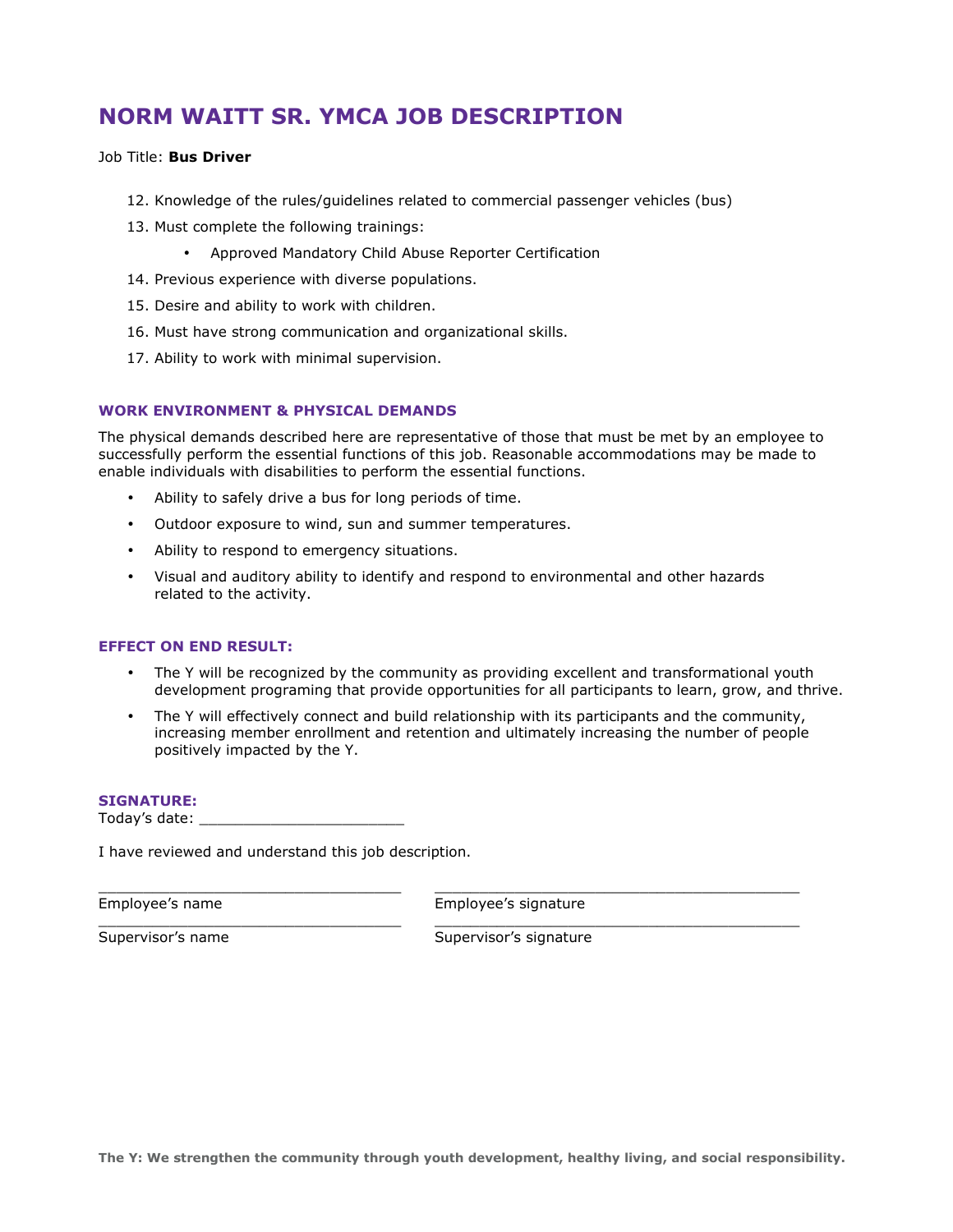# NORM WAITT SR. YMCA JOB DESCRIPTION

Job Title: **Bus Driver**

12. Knowledge of the rules/guidelines related to commercial passenger vehicles (bus)
13. Must complete the following trainings:
    - Approved Mandatory Child Abuse Reporter Certification
14. Previous experience with diverse populations.
15. Desire and ability to work with children.
16. Must have strong communication and organizational skills.
17. Ability to work with minimal supervision.

### WORK ENVIRONMENT & PHYSICAL DEMANDS

The physical demands described here are representative of those that must be met by an employee to successfully perform the essential functions of this job. Reasonable accommodations may be made to enable individuals with disabilities to perform the essential functions.

- Ability to safely drive a bus for long periods of time.
- Outdoor exposure to wind, sun and summer temperatures.
- Ability to respond to emergency situations.
- Visual and auditory ability to identify and respond to environmental and other hazards related to the activity.

### EFFECT ON END RESULT:

- The Y will be recognized by the community as providing excellent and transformational youth development programing that provide opportunities for all participants to learn, grow, and thrive.
- The Y will effectively connect and build relationship with its participants and the community, increasing member enrollment and retention and ultimately increasing the number of people positively impacted by the Y.

### SIGNATURE:

Today's date: _______________________

I have reviewed and understand this job description.

| | |
|---|---|
| ___________________________________ | ___________________________________________ |
| Employee's name | Employee's signature |
| ___________________________________ | ___________________________________________ |
| Supervisor's name | Supervisor's signature |

**The Y: We strengthen the community through youth development, healthy living, and social responsibility.**